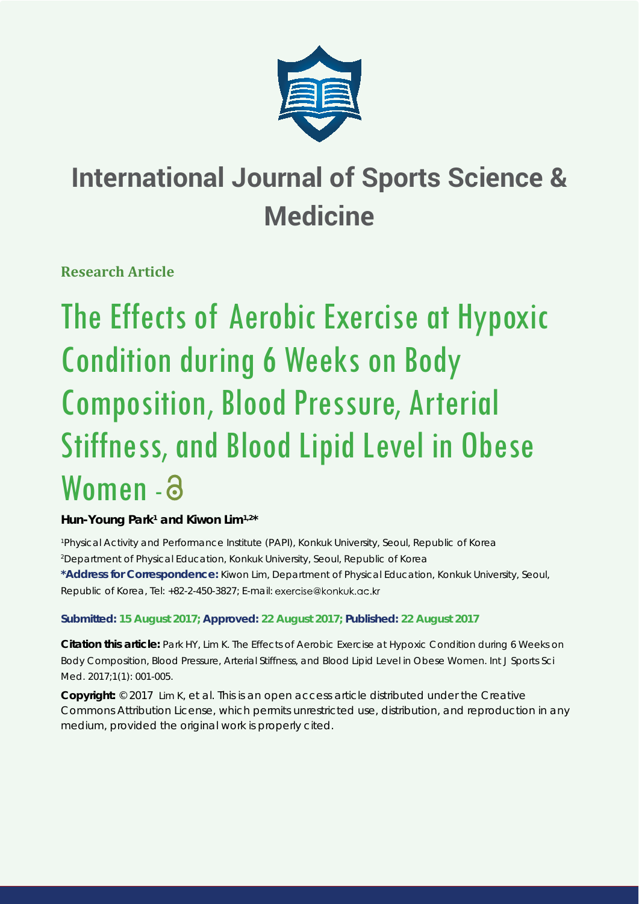# International Journal of Sports Science & Medicine

**Research Article**

# The Effects of Aerobic Exercise at Hypoxic Condition during 6 Weeks on Body Composition, Blood Pressure, Arterial Stiffness, and Blood Lipid Level in Obese Women

**Hun-Young Park[1] and Kiwon Lim[1,2]***

[1]Physical Activity and Performance Institute (PAPI), Konkuk University, Seoul, Republic of Korea
[2]Department of Physical Education, Konkuk University, Seoul, Republic of Korea
**\*Address for Correspondence:** Kiwon Lim, Department of Physical Education, Konkuk University, Seoul, Republic of Korea, Tel: +82-2-450-3827; E-mail: exercise@konkuk.ac.kr

**Submitted: 15 August 2017; Approved: 22 August 2017; Published: 22 August 2017**

**Citation this article:** Park HY, Lim K. The Effects of Aerobic Exercise at Hypoxic Condition during 6 Weeks on Body Composition, Blood Pressure, Arterial Stiffness, and Blood Lipid Level in Obese Women. Int J Sports Sci Med. 2017;1(1): 001-005.

**Copyright:** © 2017 Lim K, et al. This is an open access article distributed under the Creative Commons Attribution License, which permits unrestricted use, distribution, and reproduction in any medium, provided the original work is properly cited.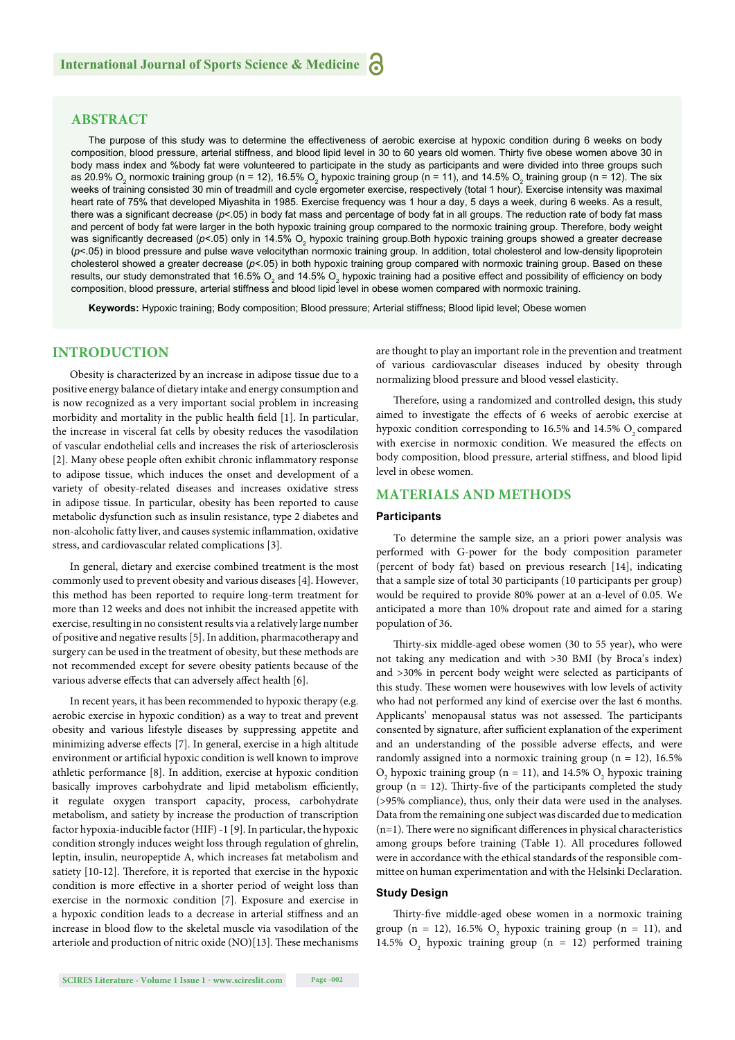## ABSTRACT

The purpose of this study was to determine the effectiveness of aerobic exercise at hypoxic condition during 6 weeks on body composition, blood pressure, arterial stiffness, and blood lipid level in 30 to 60 years old women. Thirty five obese women above 30 in body mass index and %body fat were volunteered to participate in the study as participants and were divided into three groups such as 20.9% $O_2$ normoxic training group (n = 12), 16.5% $O_2$ hypoxic training group (n = 11), and 14.5% $O_2$ training group (n = 12). The six weeks of training consisted 30 min of treadmill and cycle ergometer exercise, respectively (total 1 hour). Exercise intensity was maximal heart rate of 75% that developed Miyashita in 1985. Exercise frequency was 1 hour a day, 5 days a week, during 6 weeks. As a result, there was a significant decrease ($p<.05$) in body fat mass and percentage of body fat in all groups. The reduction rate of body fat mass and percent of body fat were larger in the both hypoxic training group compared to the normoxic training group. Therefore, body weight was significantly decreased ($p<.05$) only in 14.5% $O_2$ hypoxic training group.Both hypoxic training groups showed a greater decrease ($p<.05$) in blood pressure and pulse wave velocitythan normoxic training group. In addition, total cholesterol and low-density lipoprotein cholesterol showed a greater decrease ($p<.05$) in both hypoxic training group compared with normoxic training group. Based on these results, our study demonstrated that 16.5% $O_2$ and 14.5% $O_2$ hypoxic training had a positive effect and possibility of efficiency on body composition, blood pressure, arterial stiffness and blood lipid level in obese women compared with normoxic training.

**Keywords:** Hypoxic training; Body composition; Blood pressure; Arterial stiffness; Blood lipid level; Obese women

## INTRODUCTION

Obesity is characterized by an increase in adipose tissue due to a positive energy balance of dietary intake and energy consumption and is now recognized as a very important social problem in increasing morbidity and mortality in the public health field [1]. In particular, the increase in visceral fat cells by obesity reduces the vasodilation of vascular endothelial cells and increases the risk of arteriosclerosis [2]. Many obese people often exhibit chronic inflammatory response to adipose tissue, which induces the onset and development of a variety of obesity-related diseases and increases oxidative stress in adipose tissue. In particular, obesity has been reported to cause metabolic dysfunction such as insulin resistance, type 2 diabetes and non-alcoholic fatty liver, and causes systemic inflammation, oxidative stress, and cardiovascular related complications [3].

In general, dietary and exercise combined treatment is the most commonly used to prevent obesity and various diseases [4]. However, this method has been reported to require long-term treatment for more than 12 weeks and does not inhibit the increased appetite with exercise, resulting in no consistent results via a relatively large number of positive and negative results [5]. In addition, pharmacotherapy and surgery can be used in the treatment of obesity, but these methods are not recommended except for severe obesity patients because of the various adverse effects that can adversely affect health [6].

In recent years, it has been recommended to hypoxic therapy (e.g. aerobic exercise in hypoxic condition) as a way to treat and prevent obesity and various lifestyle diseases by suppressing appetite and minimizing adverse effects [7]. In general, exercise in a high altitude environment or artificial hypoxic condition is well known to improve athletic performance [8]. In addition, exercise at hypoxic condition basically improves carbohydrate and lipid metabolism efficiently, it regulate oxygen transport capacity, process, carbohydrate metabolism, and satiety by increase the production of transcription factor hypoxia-inducible factor (HIF) -1 [9]. In particular, the hypoxic condition strongly induces weight loss through regulation of ghrelin, leptin, insulin, neuropeptide A, which increases fat metabolism and satiety [10-12]. Therefore, it is reported that exercise in the hypoxic condition is more effective in a shorter period of weight loss than exercise in the normoxic condition [7]. Exposure and exercise in a hypoxic condition leads to a decrease in arterial stiffness and an increase in blood flow to the skeletal muscle via vasodilation of the arteriole and production of nitric oxide (NO)[13]. These mechanisms are thought to play an important role in the prevention and treatment of various cardiovascular diseases induced by obesity through normalizing blood pressure and blood vessel elasticity.

Therefore, using a randomized and controlled design, this study aimed to investigate the effects of 6 weeks of aerobic exercise at hypoxic condition corresponding to 16.5% and 14.5% $O_2$ compared with exercise in normoxic condition. We measured the effects on body composition, blood pressure, arterial stiffness, and blood lipid level in obese women.

## MATERIALS AND METHODS

### Participants

To determine the sample size, an a priori power analysis was performed with G-power for the body composition parameter (percent of body fat) based on previous research [14], indicating that a sample size of total 30 participants (10 participants per group) would be required to provide 80% power at an α-level of 0.05. We anticipated a more than 10% dropout rate and aimed for a staring population of 36.

Thirty-six middle-aged obese women (30 to 55 year), who were not taking any medication and with >30 BMI (by Broca's index) and >30% in percent body weight were selected as participants of this study. These women were housewives with low levels of activity who had not performed any kind of exercise over the last 6 months. Applicants' menopausal status was not assessed. The participants consented by signature, after sufficient explanation of the experiment and an understanding of the possible adverse effects, and were randomly assigned into a normoxic training group (n = 12), 16.5% $O_2$ hypoxic training group (n = 11), and 14.5% $O_2$ hypoxic training group (n = 12). Thirty-five of the participants completed the study (>95% compliance), thus, only their data were used in the analyses. Data from the remaining one subject was discarded due to medication (n=1). There were no significant differences in physical characteristics among groups before training (Table 1). All procedures followed were in accordance with the ethical standards of the responsible committee on human experimentation and with the Helsinki Declaration.

### Study Design

Thirty-five middle-aged obese women in a normoxic training group (n = 12), 16.5% $O_2$ hypoxic training group (n = 11), and 14.5% $O_2$ hypoxic training group (n = 12) performed training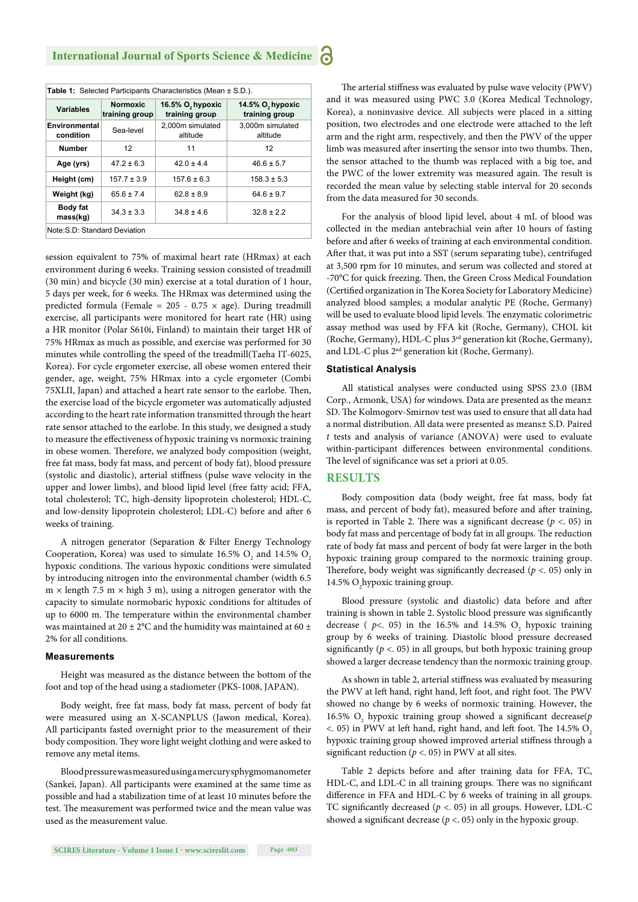Table 1: Selected Participants Characteristics (Mean ± S.D.).

| Variables | Normoxic training group | 16.5% $O_2$ hypoxic training group | 14.5% $O_2$ hypoxic training group |
|---|---|---|---|
| Environmental condition | Sea-level | 2,000m simulated altitude | 3,000m simulated altitude |
| Number | 12 | 11 | 12 |
| Age (yrs) | 47.2 ± 6.3 | 42.0 ± 4.4 | 46.6 ± 5.7 |
| Height (cm) | 157.7 ± 3.9 | 157.6 ± 6.3 | 158.3 ± 5.3 |
| Weight (kg) | 65.6 ± 7.4 | 62.8 ± 8.9 | 64.6 ± 9.7 |
| Body fat mass(kg) | 34.3 ± 3.3 | 34.8 ± 4.6 | 32.8 ± 2.2 |

Note:S.D: Standard Deviation

session equivalent to 75% of maximal heart rate (HRmax) at each environment during 6 weeks. Training session consisted of treadmill (30 min) and bicycle (30 min) exercise at a total duration of 1 hour, 5 days per week, for 6 weeks. The HRmax was determined using the predicted formula (Female = 205 - 0.75 × age). During treadmill exercise, all participants were monitored for heart rate (HR) using a HR monitor (Polar S610i, Finland) to maintain their target HR of 75% HRmax as much as possible, and exercise was performed for 30 minutes while controlling the speed of the treadmill(Taeha IT-6025, Korea). For cycle ergometer exercise, all obese women entered their gender, age, weight, 75% HRmax into a cycle ergometer (Combi 75XLII, Japan) and attached a heart rate sensor to the earlobe. Then, the exercise load of the bicycle ergometer was automatically adjusted according to the heart rate information transmitted through the heart rate sensor attached to the earlobe. In this study, we designed a study to measure the effectiveness of hypoxic training vs normoxic training in obese women. Therefore, we analyzed body composition (weight, free fat mass, body fat mass, and percent of body fat), blood pressure (systolic and diastolic), arterial stiffness (pulse wave velocity in the upper and lower limbs), and blood lipid level (free fatty acid; FFA, total cholesterol; TC, high-density lipoprotein cholesterol; HDL-C, and low-density lipoprotein cholesterol; LDL-C) before and after 6 weeks of training.

A nitrogen generator (Separation & Filter Energy Technology Cooperation, Korea) was used to simulate 16.5% $O_2$ and 14.5% $O_2$ hypoxic conditions. The various hypoxic conditions were simulated by introducing nitrogen into the environmental chamber (width 6.5 m × length 7.5 m × high 3 m), using a nitrogen generator with the capacity to simulate normobaric hypoxic conditions for altitudes of up to 6000 m. The temperature within the environmental chamber was maintained at 20 ± 2°C and the humidity was maintained at 60 ± 2% for all conditions.

### Measurements

Height was measured as the distance between the bottom of the foot and top of the head using a stadiometer (PKS-1008, JAPAN).

Body weight, free fat mass, body fat mass, percent of body fat were measured using an X-SCANPLUS (Jawon medical, Korea). All participants fasted overnight prior to the measurement of their body composition. They wore light weight clothing and were asked to remove any metal items.

Blood pressure was measured using a mercury sphygmomanometer (Sankei, Japan). All participants were examined at the same time as possible and had a stabilization time of at least 10 minutes before the test. The measurement was performed twice and the mean value was used as the measurement value.

The arterial stiffness was evaluated by pulse wave velocity (PWV) and it was measured using PWC 3.0 (Korea Medical Technology, Korea), a noninvasive device. All subjects were placed in a sitting position, two electrodes and one electrode were attached to the left arm and the right arm, respectively, and then the PWV of the upper limb was measured after inserting the sensor into two thumbs. Then, the sensor attached to the thumb was replaced with a big toe, and the PWC of the lower extremity was measured again. The result is recorded the mean value by selecting stable interval for 20 seconds from the data measured for 30 seconds.

For the analysis of blood lipid level, about 4 mL of blood was collected in the median antebrachial vein after 10 hours of fasting before and after 6 weeks of training at each environmental condition. After that, it was put into a SST (serum separating tube), centrifuged at 3,500 rpm for 10 minutes, and serum was collected and stored at -70°C for quick freezing. Then, the Green Cross Medical Foundation (Certified organization in The Korea Society for Laboratory Medicine) analyzed blood samples; a modular analytic PE (Roche, Germany) will be used to evaluate blood lipid levels. The enzymatic colorimetric assay method was used by FFA kit (Roche, Germany), CHOL kit (Roche, Germany), HDL-C plus 3rd generation kit (Roche, Germany), and LDL-C plus 2nd generation kit (Roche, Germany).

### Statistical Analysis

All statistical analyses were conducted using SPSS 23.0 (IBM Corp., Armonk, USA) for windows. Data are presented as the mean± SD. The Kolmogorv-Smirnov test was used to ensure that all data had a normal distribution. All data were presented as means± S.D. Paired *t* tests and analysis of variance (ANOVA) were used to evaluate within-participant differences between environmental conditions. The level of significance was set a priori at 0.05.

## RESULTS

Body composition data (body weight, free fat mass, body fat mass, and percent of body fat), measured before and after training, is reported in Table 2. There was a significant decrease ($p < .05$) in body fat mass and percentage of body fat in all groups. The reduction rate of body fat mass and percent of body fat were larger in the both hypoxic training group compared to the normoxic training group. Therefore, body weight was significantly decreased ($p < .05$) only in 14.5% $O_2$hypoxic training group.

Blood pressure (systolic and diastolic) data before and after training is shown in table 2. Systolic blood pressure was significantly decrease ( $p < .05$) in the 16.5% and 14.5% $O_2$ hypoxic training group by 6 weeks of training. Diastolic blood pressure decreased significantly ($p < .05$) in all groups, but both hypoxic training group showed a larger decrease tendency than the normoxic training group.

As shown in table 2, arterial stiffness was evaluated by measuring the PWV at left hand, right hand, left foot, and right foot. The PWV showed no change by 6 weeks of normoxic training. However, the 16.5% $O_2$ hypoxic training group showed a significant decrease($p < .05$) in PWV at left hand, right hand, and left foot. The 14.5% $O_2$ hypoxic training group showed improved arterial stiffness through a significant reduction ($p < .05$) in PWV at all sites.

Table 2 depicts before and after training data for FFA, TC, HDL-C, and LDL-C in all training groups. There was no significant difference in FFA and HDL-C by 6 weeks of training in all groups. TC significantly decreased ($p < .05$) in all groups. However, LDL-C showed a significant decrease ($p < .05$) only in the hypoxic group.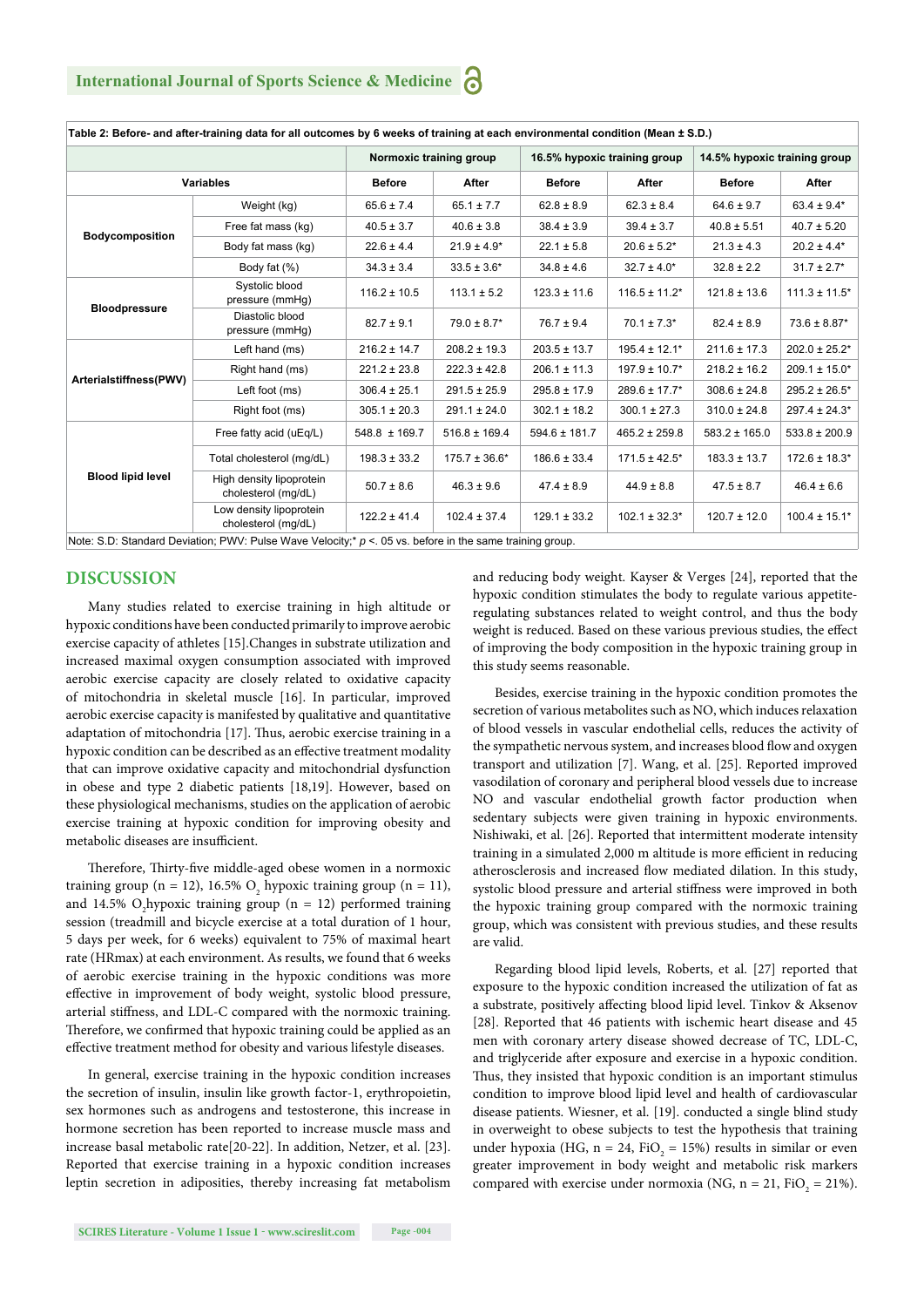Table 2: Before- and after-training data for all outcomes by 6 weeks of training at each environmental condition (Mean ± S.D.)

| | | Normoxic training group | | 16.5% hypoxic training group | | 14.5% hypoxic training group | |
|---|---|---|---|---|---|---|---|
| Variables | | Before | After | Before | After | Before | After |
| Bodycomposition | Weight (kg) | 65.6 ± 7.4 | 65.1 ± 7.7 | 62.8 ± 8.9 | 62.3 ± 8.4 | 64.6 ± 9.7 | 63.4 ± 9.4* |
| | Free fat mass (kg) | 40.5 ± 3.7 | 40.6 ± 3.8 | 38.4 ± 3.9 | 39.4 ± 3.7 | 40.8 ± 5.51 | 40.7 ± 5.20 |
| | Body fat mass (kg) | 22.6 ± 4.4 | 21.9 ± 4.9* | 22.1 ± 5.8 | 20.6 ± 5.2* | 21.3 ± 4.3 | 20.2 ± 4.4* |
| | Body fat (%) | 34.3 ± 3.4 | 33.5 ± 3.6* | 34.8 ± 4.6 | 32.7 ± 4.0* | 32.8 ± 2.2 | 31.7 ± 2.7* |
| Bloodpressure | Systolic blood pressure (mmHg) | 116.2 ± 10.5 | 113.1 ± 5.2 | 123.3 ± 11.6 | 116.5 ± 11.2* | 121.8 ± 13.6 | 111.3 ± 11.5* |
| | Diastolic blood pressure (mmHg) | 82.7 ± 9.1 | 79.0 ± 8.7* | 76.7 ± 9.4 | 70.1 ± 7.3* | 82.4 ± 8.9 | 73.6 ± 8.87* |
| Arterialstiffness(PWV) | Left hand (ms) | 216.2 ± 14.7 | 208.2 ± 19.3 | 203.5 ± 13.7 | 195.4 ± 12.1* | 211.6 ± 17.3 | 202.0 ± 25.2* |
| | Right hand (ms) | 221.2 ± 23.8 | 222.3 ± 42.8 | 206.1 ± 11.3 | 197.9 ± 10.7* | 218.2 ± 16.2 | 209.1 ± 15.0* |
| | Left foot (ms) | 306.4 ± 25.1 | 291.5 ± 25.9 | 295.8 ± 17.9 | 289.6 ± 17.7* | 308.6 ± 24.8 | 295.2 ± 26.5* |
| | Right foot (ms) | 305.1 ± 20.3 | 291.1 ± 24.0 | 302.1 ± 18.2 | 300.1 ± 27.3 | 310.0 ± 24.8 | 297.4 ± 24.3* |
| Blood lipid level | Free fatty acid (uEq/L) | 548.8 ± 169.7 | 516.8 ± 169.4 | 594.6 ± 181.7 | 465.2 ± 259.8 | 583.2 ± 165.0 | 533.8 ± 200.9 |
| | Total cholesterol (mg/dL) | 198.3 ± 33.2 | 175.7 ± 36.6* | 186.6 ± 33.4 | 171.5 ± 42.5* | 183.3 ± 13.7 | 172.6 ± 18.3* |
| | High density lipoprotein cholesterol (mg/dL) | 50.7 ± 8.6 | 46.3 ± 9.6 | 47.4 ± 8.9 | 44.9 ± 8.8 | 47.5 ± 8.7 | 46.4 ± 6.6 |
| | Low density lipoprotein cholesterol (mg/dL) | 122.2 ± 41.4 | 102.4 ± 37.4 | 129.1 ± 33.2 | 102.1 ± 32.3* | 120.7 ± 12.0 | 100.4 ± 15.1* |

Note: S.D: Standard Deviation; PWV: Pulse Wave Velocity;* $p < .05$ vs. before in the same training group.

## DISCUSSION

Many studies related to exercise training in high altitude or hypoxic conditions have been conducted primarily to improve aerobic exercise capacity of athletes [15].Changes in substrate utilization and increased maximal oxygen consumption associated with improved aerobic exercise capacity are closely related to oxidative capacity of mitochondria in skeletal muscle [16]. In particular, improved aerobic exercise capacity is manifested by qualitative and quantitative adaptation of mitochondria [17]. Thus, aerobic exercise training in a hypoxic condition can be described as an effective treatment modality that can improve oxidative capacity and mitochondrial dysfunction in obese and type 2 diabetic patients [18,19]. However, based on these physiological mechanisms, studies on the application of aerobic exercise training at hypoxic condition for improving obesity and metabolic diseases are insufficient.

Therefore, Thirty-five middle-aged obese women in a normoxic training group (n = 12), 16.5% $O_2$ hypoxic training group (n = 11), and 14.5% $O_2$hypoxic training group (n = 12) performed training session (treadmill and bicycle exercise at a total duration of 1 hour, 5 days per week, for 6 weeks) equivalent to 75% of maximal heart rate (HRmax) at each environment. As results, we found that 6 weeks of aerobic exercise training in the hypoxic conditions was more effective in improvement of body weight, systolic blood pressure, arterial stiffness, and LDL-C compared with the normoxic training. Therefore, we confirmed that hypoxic training could be applied as an effective treatment method for obesity and various lifestyle diseases.

In general, exercise training in the hypoxic condition increases the secretion of insulin, insulin like growth factor-1, erythropoietin, sex hormones such as androgens and testosterone, this increase in hormone secretion has been reported to increase muscle mass and increase basal metabolic rate[20-22]. In addition, Netzer, et al. [23]. Reported that exercise training in a hypoxic condition increases leptin secretion in adiposities, thereby increasing fat metabolism and reducing body weight. Kayser & Verges [24], reported that the hypoxic condition stimulates the body to regulate various appetite-regulating substances related to weight control, and thus the body weight is reduced. Based on these various previous studies, the effect of improving the body composition in the hypoxic training group in this study seems reasonable.

Besides, exercise training in the hypoxic condition promotes the secretion of various metabolites such as NO, which induces relaxation of blood vessels in vascular endothelial cells, reduces the activity of the sympathetic nervous system, and increases blood flow and oxygen transport and utilization [7]. Wang, et al. [25]. Reported improved vasodilation of coronary and peripheral blood vessels due to increase NO and vascular endothelial growth factor production when sedentary subjects were given training in hypoxic environments. Nishiwaki, et al. [26]. Reported that intermittent moderate intensity training in a simulated 2,000 m altitude is more efficient in reducing atherosclerosis and increased flow mediated dilation. In this study, systolic blood pressure and arterial stiffness were improved in both the hypoxic training group compared with the normoxic training group, which was consistent with previous studies, and these results are valid.

Regarding blood lipid levels, Roberts, et al. [27] reported that exposure to the hypoxic condition increased the utilization of fat as a substrate, positively affecting blood lipid level. Tinkov & Aksenov [28]. Reported that 46 patients with ischemic heart disease and 45 men with coronary artery disease showed decrease of TC, LDL-C, and triglyceride after exposure and exercise in a hypoxic condition. Thus, they insisted that hypoxic condition is an important stimulus condition to improve blood lipid level and health of cardiovascular disease patients. Wiesner, et al. [19]. conducted a single blind study in overweight to obese subjects to test the hypothesis that training under hypoxia (HG, n = 24, $FiO_2$ = 15%) results in similar or even greater improvement in body weight and metabolic risk markers compared with exercise under normoxia (NG, n = 21, $FiO_2$ = 21%).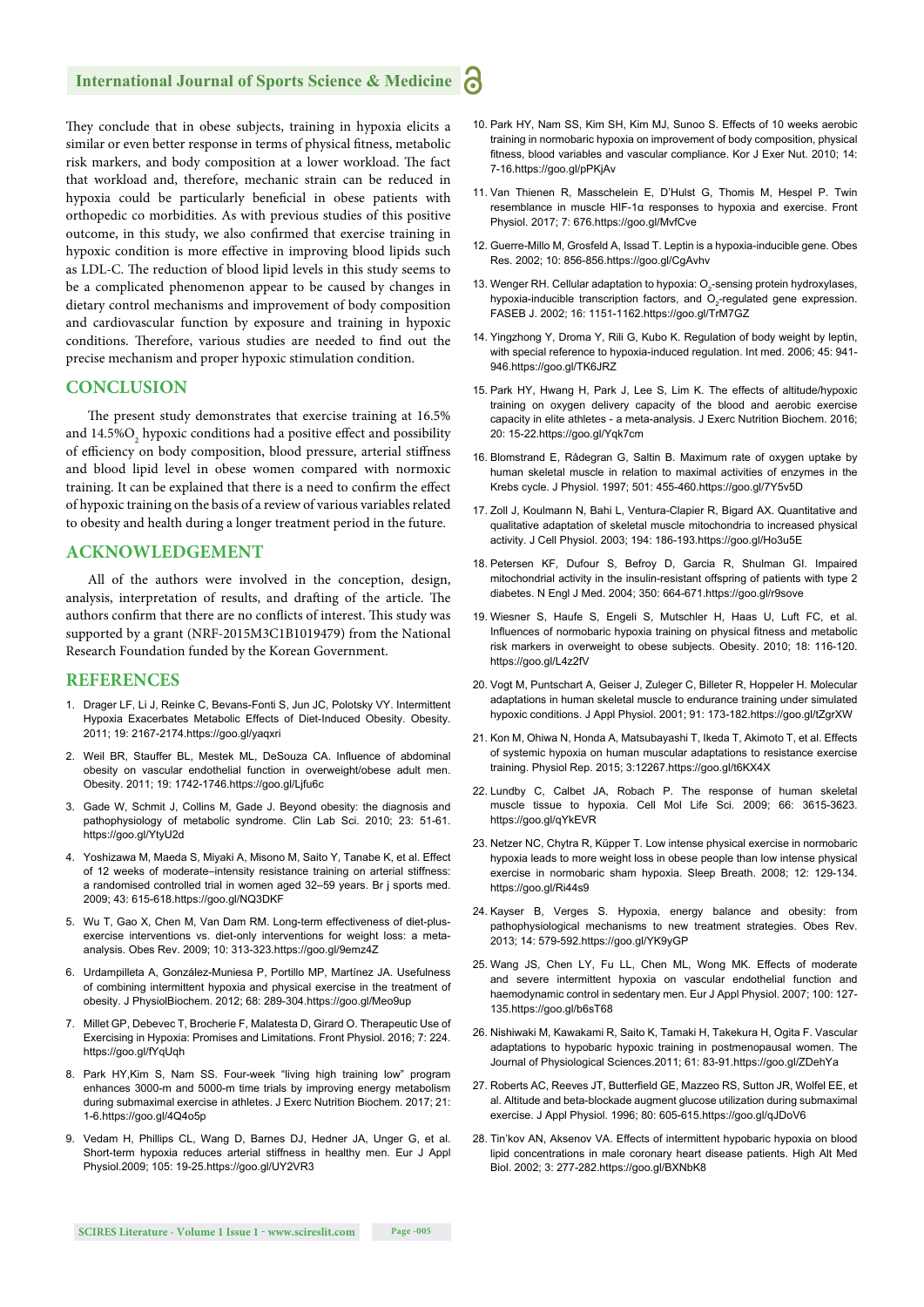They conclude that in obese subjects, training in hypoxia elicits a similar or even better response in terms of physical fitness, metabolic risk markers, and body composition at a lower workload. The fact that workload and, therefore, mechanic strain can be reduced in hypoxia could be particularly beneficial in obese patients with orthopedic co morbidities. As with previous studies of this positive outcome, in this study, we also confirmed that exercise training in hypoxic condition is more effective in improving blood lipids such as LDL-C. The reduction of blood lipid levels in this study seems to be a complicated phenomenon appear to be caused by changes in dietary control mechanisms and improvement of body composition and cardiovascular function by exposure and training in hypoxic conditions. Therefore, various studies are needed to find out the precise mechanism and proper hypoxic stimulation condition.

## CONCLUSION

The present study demonstrates that exercise training at 16.5% and 14.5%$O_2$ hypoxic conditions had a positive effect and possibility of efficiency on body composition, blood pressure, arterial stiffness and blood lipid level in obese women compared with normoxic training. It can be explained that there is a need to confirm the effect of hypoxic training on the basis of a review of various variables related to obesity and health during a longer treatment period in the future.

## ACKNOWLEDGEMENT

All of the authors were involved in the conception, design, analysis, interpretation of results, and drafting of the article. The authors confirm that there are no conflicts of interest. This study was supported by a grant (NRF-2015M3C1B1019479) from the National Research Foundation funded by the Korean Government.

## REFERENCES

1. Drager LF, Li J, Reinke C, Bevans-Fonti S, Jun JC, Polotsky VY. Intermittent Hypoxia Exacerbates Metabolic Effects of Diet-Induced Obesity. Obesity. 2011; 19: 2167-2174.https://goo.gl/yaqxri
2. Weil BR, Stauffer BL, Mestek ML, DeSouza CA. Influence of abdominal obesity on vascular endothelial function in overweight/obese adult men. Obesity. 2011; 19: 1742-1746.https://goo.gl/Ljfu6c
3. Gade W, Schmit J, Collins M, Gade J. Beyond obesity: the diagnosis and pathophysiology of metabolic syndrome. Clin Lab Sci. 2010; 23: 51-61. https://goo.gl/YtyU2d
4. Yoshizawa M, Maeda S, Miyaki A, Misono M, Saito Y, Tanabe K, et al. Effect of 12 weeks of moderate–intensity resistance training on arterial stiffness: a randomised controlled trial in women aged 32–59 years. Br j sports med. 2009; 43: 615-618.https://goo.gl/NQ3DKF
5. Wu T, Gao X, Chen M, Van Dam RM. Long-term effectiveness of diet-plus-exercise interventions vs. diet-only interventions for weight loss: a meta-analysis. Obes Rev. 2009; 10: 313-323.https://goo.gl/9emz4Z
6. Urdampilleta A, González-Muniesa P, Portillo MP, Martínez JA. Usefulness of combining intermittent hypoxia and physical exercise in the treatment of obesity. J PhysiolBiochem. 2012; 68: 289-304.https://goo.gl/Meo9up
7. Millet GP, Debevec T, Brocherie F, Malatesta D, Girard O. Therapeutic Use of Exercising in Hypoxia: Promises and Limitations. Front Physiol. 2016; 7: 224. https://goo.gl/fYqUqh
8. Park HY,Kim S, Nam SS. Four-week "living high training low" program enhances 3000-m and 5000-m time trials by improving energy metabolism during submaximal exercise in athletes. J Exerc Nutrition Biochem. 2017; 21: 1-6.https://goo.gl/4Q4o5p
9. Vedam H, Phillips CL, Wang D, Barnes DJ, Hedner JA, Unger G, et al. Short-term hypoxia reduces arterial stiffness in healthy men. Eur J Appl Physiol.2009; 105: 19-25.https://goo.gl/UY2VR3
10. Park HY, Nam SS, Kim SH, Kim MJ, Sunoo S. Effects of 10 weeks aerobic training in normobaric hypoxia on improvement of body composition, physical fitness, blood variables and vascular compliance. Kor J Exer Nut. 2010; 14: 7-16.https://goo.gl/pPKjAv
11. Van Thienen R, Masschelein E, D'Hulst G, Thomis M, Hespel P. Twin resemblance in muscle HIF-1α responses to hypoxia and exercise. Front Physiol. 2017; 7: 676.https://goo.gl/MvfCve
12. Guerre-Millo M, Grosfeld A, Issad T. Leptin is a hypoxia-inducible gene. Obes Res. 2002; 10: 856-856.https://goo.gl/CgAvhv
13. Wenger RH. Cellular adaptation to hypoxia: $O_2$-sensing protein hydroxylases, hypoxia-inducible transcription factors, and $O_2$-regulated gene expression. FASEB J. 2002; 16: 1151-1162.https://goo.gl/TrM7GZ
14. Yingzhong Y, Droma Y, Rili G, Kubo K. Regulation of body weight by leptin, with special reference to hypoxia-induced regulation. Int med. 2006; 45: 941-946.https://goo.gl/TK6JRZ
15. Park HY, Hwang H, Park J, Lee S, Lim K. The effects of altitude/hypoxic training on oxygen delivery capacity of the blood and aerobic exercise capacity in elite athletes - a meta-analysis. J Exerc Nutrition Biochem. 2016; 20: 15-22.https://goo.gl/Yqk7cm
16. Blomstrand E, Rådegran G, Saltin B. Maximum rate of oxygen uptake by human skeletal muscle in relation to maximal activities of enzymes in the Krebs cycle. J Physiol. 1997; 501: 455-460.https://goo.gl/7Y5v5D
17. Zoll J, Koulmann N, Bahi L, Ventura-Clapier R, Bigard AX. Quantitative and qualitative adaptation of skeletal muscle mitochondria to increased physical activity. J Cell Physiol. 2003; 194: 186-193.https://goo.gl/Ho3u5E
18. Petersen KF, Dufour S, Befroy D, Garcia R, Shulman GI. Impaired mitochondrial activity in the insulin-resistant offspring of patients with type 2 diabetes. N Engl J Med. 2004; 350: 664-671.https://goo.gl/r9sove
19. Wiesner S, Haufe S, Engeli S, Mutschler H, Haas U, Luft FC, et al. Influences of normobaric hypoxia training on physical fitness and metabolic risk markers in overweight to obese subjects. Obesity. 2010; 18: 116-120. https://goo.gl/L4z2fV
20. Vogt M, Puntschart A, Geiser J, Zuleger C, Billeter R, Hoppeler H. Molecular adaptations in human skeletal muscle to endurance training under simulated hypoxic conditions. J Appl Physiol. 2001; 91: 173-182.https://goo.gl/tZgrXW
21. Kon M, Ohiwa N, Honda A, Matsubayashi T, Ikeda T, Akimoto T, et al. Effects of systemic hypoxia on human muscular adaptations to resistance exercise training. Physiol Rep. 2015; 3:12267.https://goo.gl/t6KX4X
22. Lundby C, Calbet JA, Robach P. The response of human skeletal muscle tissue to hypoxia. Cell Mol Life Sci. 2009; 66: 3615-3623. https://goo.gl/qYkEVR
23. Netzer NC, Chytra R, Küpper T. Low intense physical exercise in normobaric hypoxia leads to more weight loss in obese people than low intense physical exercise in normobaric sham hypoxia. Sleep Breath. 2008; 12: 129-134. https://goo.gl/Ri44s9
24. Kayser B, Verges S. Hypoxia, energy balance and obesity: from pathophysiological mechanisms to new treatment strategies. Obes Rev. 2013; 14: 579-592.https://goo.gl/YK9yGP
25. Wang JS, Chen LY, Fu LL, Chen ML, Wong MK. Effects of moderate and severe intermittent hypoxia on vascular endothelial function and haemodynamic control in sedentary men. Eur J Appl Physiol. 2007; 100: 127-135.https://goo.gl/b6sT68
26. Nishiwaki M, Kawakami R, Saito K, Tamaki H, Takekura H, Ogita F. Vascular adaptations to hypobaric hypoxic training in postmenopausal women. The Journal of Physiological Sciences.2011; 61: 83-91.https://goo.gl/ZDehYa
27. Roberts AC, Reeves JT, Butterfield GE, Mazzeo RS, Sutton JR, Wolfel EE, et al. Altitude and beta-blockade augment glucose utilization during submaximal exercise. J Appl Physiol. 1996; 80: 605-615.https://goo.gl/qJDoV6
28. Tin'kov AN, Aksenov VA. Effects of intermittent hypobaric hypoxia on blood lipid concentrations in male coronary heart disease patients. High Alt Med Biol. 2002; 3: 277-282.https://goo.gl/BXNbK8